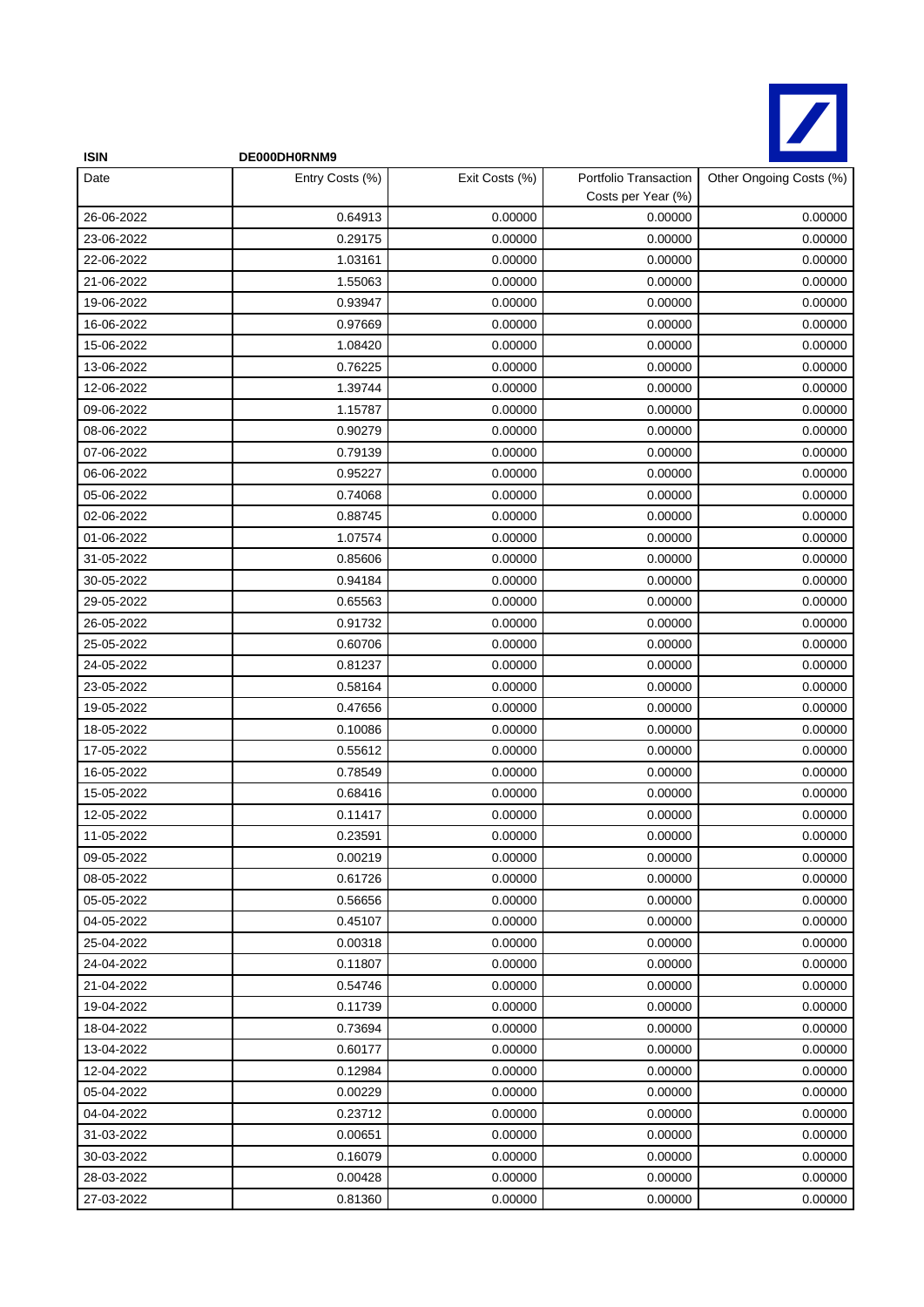| ISIN | DE000DH0RNM9 | | | |
|---|---|---|---|---|
| Date | Entry Costs (%) | Exit Costs (%) | Portfolio Transaction Costs per Year (%) | Other Ongoing Costs (%) |
| 26-06-2022 | 0.64913 | 0.00000 | 0.00000 | 0.00000 |
| 23-06-2022 | 0.29175 | 0.00000 | 0.00000 | 0.00000 |
| 22-06-2022 | 1.03161 | 0.00000 | 0.00000 | 0.00000 |
| 21-06-2022 | 1.55063 | 0.00000 | 0.00000 | 0.00000 |
| 19-06-2022 | 0.93947 | 0.00000 | 0.00000 | 0.00000 |
| 16-06-2022 | 0.97669 | 0.00000 | 0.00000 | 0.00000 |
| 15-06-2022 | 1.08420 | 0.00000 | 0.00000 | 0.00000 |
| 13-06-2022 | 0.76225 | 0.00000 | 0.00000 | 0.00000 |
| 12-06-2022 | 1.39744 | 0.00000 | 0.00000 | 0.00000 |
| 09-06-2022 | 1.15787 | 0.00000 | 0.00000 | 0.00000 |
| 08-06-2022 | 0.90279 | 0.00000 | 0.00000 | 0.00000 |
| 07-06-2022 | 0.79139 | 0.00000 | 0.00000 | 0.00000 |
| 06-06-2022 | 0.95227 | 0.00000 | 0.00000 | 0.00000 |
| 05-06-2022 | 0.74068 | 0.00000 | 0.00000 | 0.00000 |
| 02-06-2022 | 0.88745 | 0.00000 | 0.00000 | 0.00000 |
| 01-06-2022 | 1.07574 | 0.00000 | 0.00000 | 0.00000 |
| 31-05-2022 | 0.85606 | 0.00000 | 0.00000 | 0.00000 |
| 30-05-2022 | 0.94184 | 0.00000 | 0.00000 | 0.00000 |
| 29-05-2022 | 0.65563 | 0.00000 | 0.00000 | 0.00000 |
| 26-05-2022 | 0.91732 | 0.00000 | 0.00000 | 0.00000 |
| 25-05-2022 | 0.60706 | 0.00000 | 0.00000 | 0.00000 |
| 24-05-2022 | 0.81237 | 0.00000 | 0.00000 | 0.00000 |
| 23-05-2022 | 0.58164 | 0.00000 | 0.00000 | 0.00000 |
| 19-05-2022 | 0.47656 | 0.00000 | 0.00000 | 0.00000 |
| 18-05-2022 | 0.10086 | 0.00000 | 0.00000 | 0.00000 |
| 17-05-2022 | 0.55612 | 0.00000 | 0.00000 | 0.00000 |
| 16-05-2022 | 0.78549 | 0.00000 | 0.00000 | 0.00000 |
| 15-05-2022 | 0.68416 | 0.00000 | 0.00000 | 0.00000 |
| 12-05-2022 | 0.11417 | 0.00000 | 0.00000 | 0.00000 |
| 11-05-2022 | 0.23591 | 0.00000 | 0.00000 | 0.00000 |
| 09-05-2022 | 0.00219 | 0.00000 | 0.00000 | 0.00000 |
| 08-05-2022 | 0.61726 | 0.00000 | 0.00000 | 0.00000 |
| 05-05-2022 | 0.56656 | 0.00000 | 0.00000 | 0.00000 |
| 04-05-2022 | 0.45107 | 0.00000 | 0.00000 | 0.00000 |
| 25-04-2022 | 0.00318 | 0.00000 | 0.00000 | 0.00000 |
| 24-04-2022 | 0.11807 | 0.00000 | 0.00000 | 0.00000 |
| 21-04-2022 | 0.54746 | 0.00000 | 0.00000 | 0.00000 |
| 19-04-2022 | 0.11739 | 0.00000 | 0.00000 | 0.00000 |
| 18-04-2022 | 0.73694 | 0.00000 | 0.00000 | 0.00000 |
| 13-04-2022 | 0.60177 | 0.00000 | 0.00000 | 0.00000 |
| 12-04-2022 | 0.12984 | 0.00000 | 0.00000 | 0.00000 |
| 05-04-2022 | 0.00229 | 0.00000 | 0.00000 | 0.00000 |
| 04-04-2022 | 0.23712 | 0.00000 | 0.00000 | 0.00000 |
| 31-03-2022 | 0.00651 | 0.00000 | 0.00000 | 0.00000 |
| 30-03-2022 | 0.16079 | 0.00000 | 0.00000 | 0.00000 |
| 28-03-2022 | 0.00428 | 0.00000 | 0.00000 | 0.00000 |
| 27-03-2022 | 0.81360 | 0.00000 | 0.00000 | 0.00000 |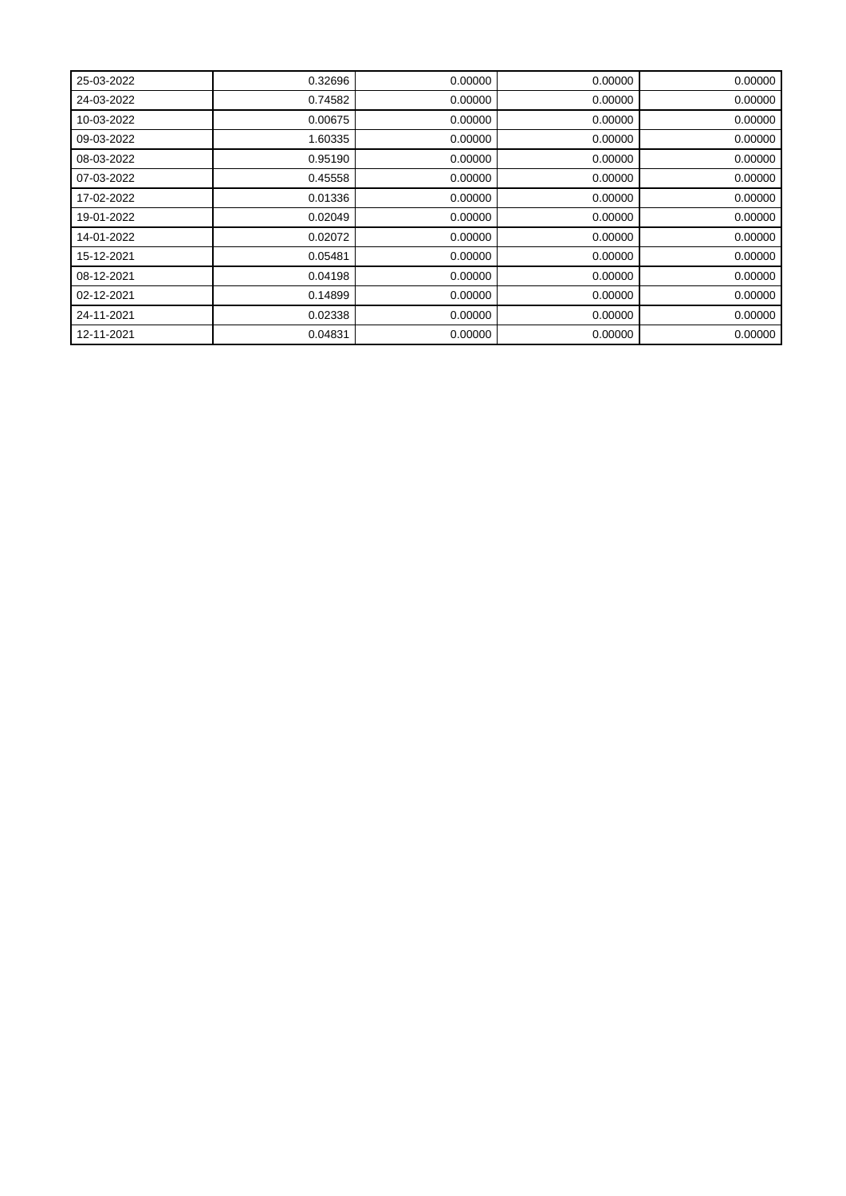| | | | | |
|---|---|---|---|---|
| 25-03-2022 | 0.32696 | 0.00000 | 0.00000 | 0.00000 |
| 24-03-2022 | 0.74582 | 0.00000 | 0.00000 | 0.00000 |
| 10-03-2022 | 0.00675 | 0.00000 | 0.00000 | 0.00000 |
| 09-03-2022 | 1.60335 | 0.00000 | 0.00000 | 0.00000 |
| 08-03-2022 | 0.95190 | 0.00000 | 0.00000 | 0.00000 |
| 07-03-2022 | 0.45558 | 0.00000 | 0.00000 | 0.00000 |
| 17-02-2022 | 0.01336 | 0.00000 | 0.00000 | 0.00000 |
| 19-01-2022 | 0.02049 | 0.00000 | 0.00000 | 0.00000 |
| 14-01-2022 | 0.02072 | 0.00000 | 0.00000 | 0.00000 |
| 15-12-2021 | 0.05481 | 0.00000 | 0.00000 | 0.00000 |
| 08-12-2021 | 0.04198 | 0.00000 | 0.00000 | 0.00000 |
| 02-12-2021 | 0.14899 | 0.00000 | 0.00000 | 0.00000 |
| 24-11-2021 | 0.02338 | 0.00000 | 0.00000 | 0.00000 |
| 12-11-2021 | 0.04831 | 0.00000 | 0.00000 | 0.00000 |